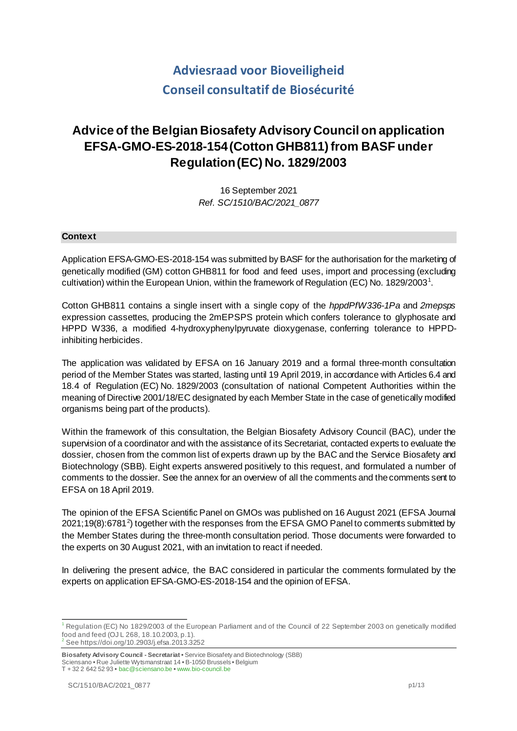# Adviesraad voor Bioveiligheid
# Conseil consultatif de Biosécurité

## Advice of the Belgian Biosafety Advisory Council on application EFSA-GMO-ES-2018-154 (Cotton GHB811) from BASF under Regulation (EC) No. 1829/2003

16 September 2021
*Ref. SC/1510/BAC/2021_0877*

### Context

Application EFSA-GMO-ES-2018-154 was submitted by BASF for the authorisation for the marketing of genetically modified (GM) cotton GHB811 for food and feed uses, import and processing (excluding cultivation) within the European Union, within the framework of Regulation (EC) No. 1829/2003[1].

Cotton GHB811 contains a single insert with a single copy of the *hppdPfW336-1Pa* and *2mepsps* expression cassettes, producing the 2mEPSPS protein which confers tolerance to glyphosate and HPPD W336, a modified 4-hydroxyphenylpyruvate dioxygenase, conferring tolerance to HPPD-inhibiting herbicides.

The application was validated by EFSA on 16 January 2019 and a formal three-month consultation period of the Member States was started, lasting until 19 April 2019, in accordance with Articles 6.4 and 18.4 of Regulation (EC) No. 1829/2003 (consultation of national Competent Authorities within the meaning of Directive 2001/18/EC designated by each Member State in the case of genetically modified organisms being part of the products).

Within the framework of this consultation, the Belgian Biosafety Advisory Council (BAC), under the supervision of a coordinator and with the assistance of its Secretariat, contacted experts to evaluate the dossier, chosen from the common list of experts drawn up by the BAC and the Service Biosafety and Biotechnology (SBB). Eight experts answered positively to this request, and formulated a number of comments to the dossier. See the annex for an overview of all the comments and the comments sent to EFSA on 18 April 2019.

The opinion of the EFSA Scientific Panel on GMOs was published on 16 August 2021 (EFSA Journal 2021;19(8):6781[2]) together with the responses from the EFSA GMO Panel to comments submitted by the Member States during the three-month consultation period. Those documents were forwarded to the experts on 30 August 2021, with an invitation to react if needed.

In delivering the present advice, the BAC considered in particular the comments formulated by the experts on application EFSA-GMO-ES-2018-154 and the opinion of EFSA.

---

[1] Regulation (EC) No 1829/2003 of the European Parliament and of the Council of 22 September 2003 on genetically modified food and feed (OJ L 268, 18.10.2003, p.1).
[2] See https://doi.org/10.2903/j.efsa.2013.3252

**Biosafety Advisory Council - Secretariat** • Service Biosafety and Biotechnology (SBB)
Sciensano • Rue Juliette Wytsmanstraat 14 • B-1050 Brussels • Belgium
T + 32 2 642 52 93 • bac@sciensano.be • www.bio-council.be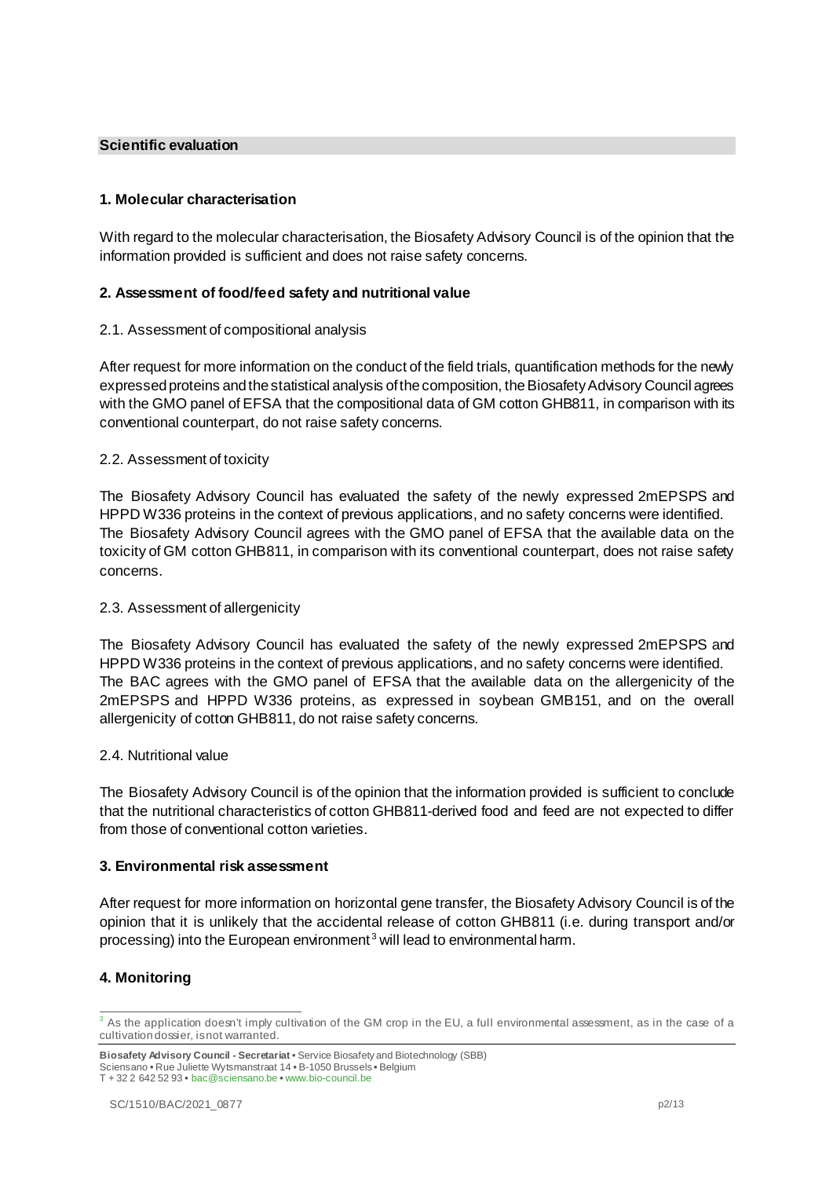## Scientific evaluation

### 1. Molecular characterisation

With regard to the molecular characterisation, the Biosafety Advisory Council is of the opinion that the information provided is sufficient and does not raise safety concerns.

### 2. Assessment of food/feed safety and nutritional value

2.1. Assessment of compositional analysis

After request for more information on the conduct of the field trials, quantification methods for the newly expressed proteins and the statistical analysis of the composition, the Biosafety Advisory Council agrees with the GMO panel of EFSA that the compositional data of GM cotton GHB811, in comparison with its conventional counterpart, do not raise safety concerns.

2.2. Assessment of toxicity

The Biosafety Advisory Council has evaluated the safety of the newly expressed 2mEPSPS and HPPD W336 proteins in the context of previous applications, and no safety concerns were identified. The Biosafety Advisory Council agrees with the GMO panel of EFSA that the available data on the toxicity of GM cotton GHB811, in comparison with its conventional counterpart, does not raise safety concerns.

2.3. Assessment of allergenicity

The Biosafety Advisory Council has evaluated the safety of the newly expressed 2mEPSPS and HPPD W336 proteins in the context of previous applications, and no safety concerns were identified. The BAC agrees with the GMO panel of EFSA that the available data on the allergenicity of the 2mEPSPS and HPPD W336 proteins, as expressed in soybean GMB151, and on the overall allergenicity of cotton GHB811, do not raise safety concerns.

2.4. Nutritional value

The Biosafety Advisory Council is of the opinion that the information provided is sufficient to conclude that the nutritional characteristics of cotton GHB811-derived food and feed are not expected to differ from those of conventional cotton varieties.

### 3. Environmental risk assessment

After request for more information on horizontal gene transfer, the Biosafety Advisory Council is of the opinion that it is unlikely that the accidental release of cotton GHB811 (i.e. during transport and/or processing) into the European environment[3] will lead to environmental harm.

### 4. Monitoring

[3] As the application doesn't imply cultivation of the GM crop in the EU, a full environmental assessment, as in the case of a cultivation dossier, is not warranted.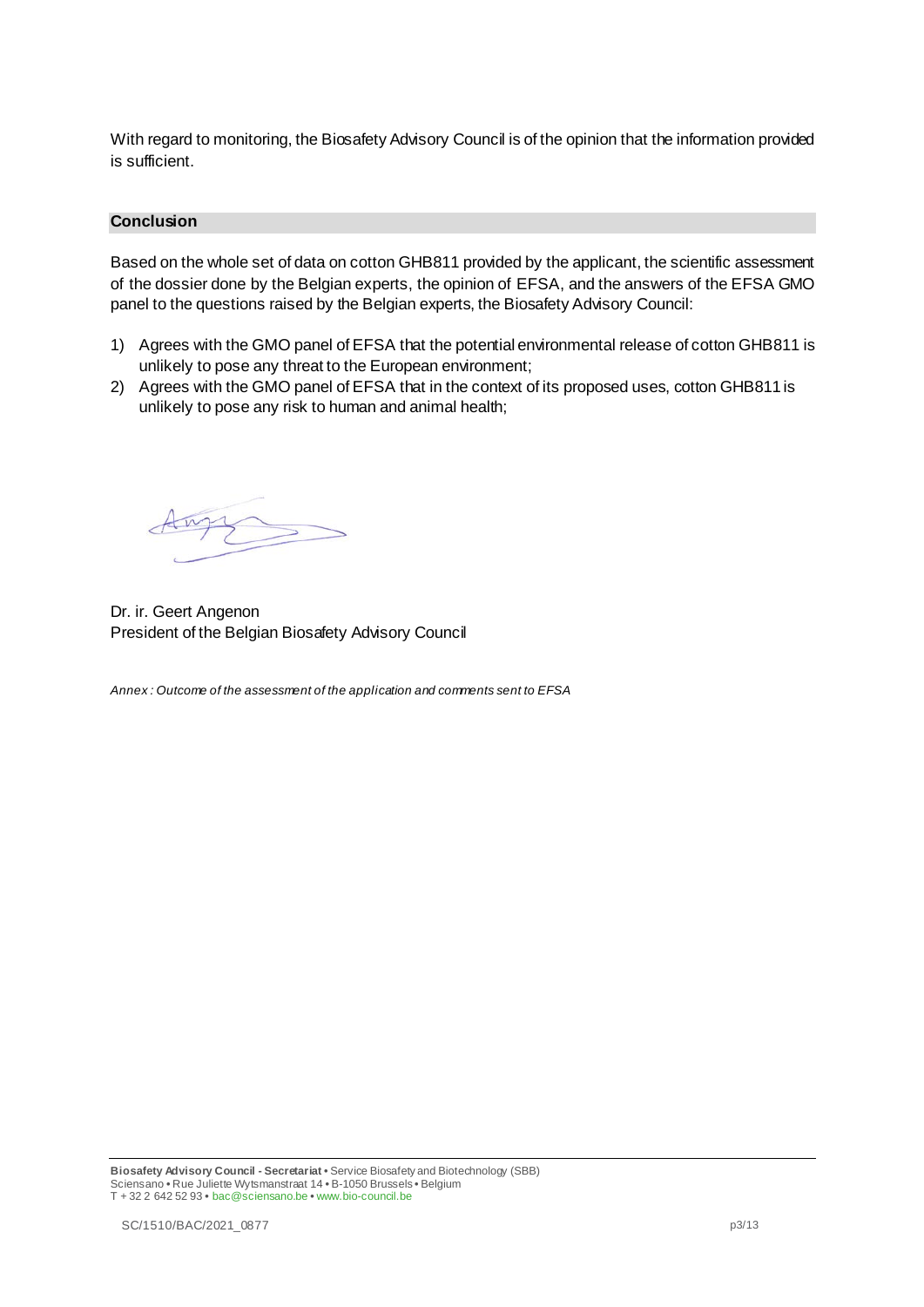With regard to monitoring, the Biosafety Advisory Council is of the opinion that the information provided is sufficient.

## Conclusion

Based on the whole set of data on cotton GHB811 provided by the applicant, the scientific assessment of the dossier done by the Belgian experts, the opinion of EFSA, and the answers of the EFSA GMO panel to the questions raised by the Belgian experts, the Biosafety Advisory Council:

1) Agrees with the GMO panel of EFSA that the potential environmental release of cotton GHB811 is unlikely to pose any threat to the European environment;
2) Agrees with the GMO panel of EFSA that in the context of its proposed uses, cotton GHB811 is unlikely to pose any risk to human and animal health;

Dr. ir. Geert Angenon
President of the Belgian Biosafety Advisory Council

*Annex : Outcome of the assessment of the application and comments sent to EFSA*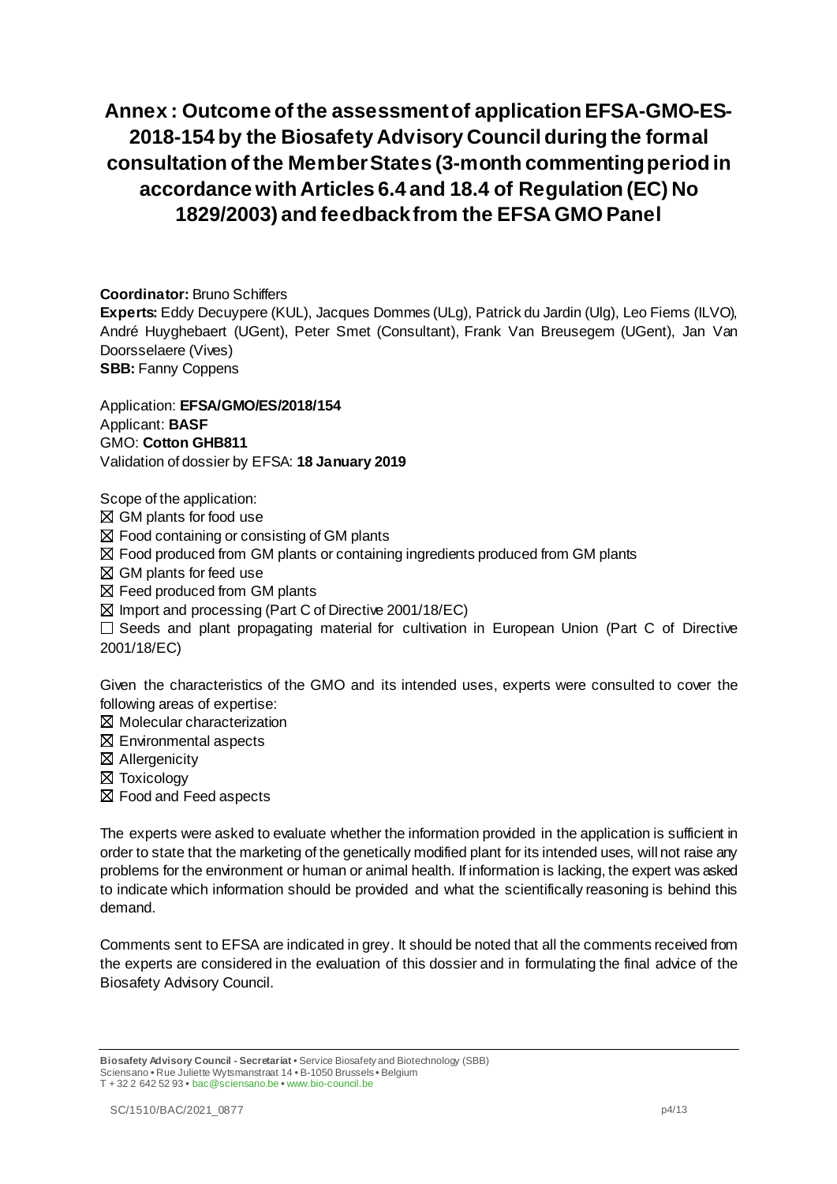# Annex : Outcome of the assessment of application EFSA-GMO-ES-2018-154 by the Biosafety Advisory Council during the formal consultation of the Member States (3-month commenting period in accordance with Articles 6.4 and 18.4 of Regulation (EC) No 1829/2003) and feedback from the EFSA GMO Panel

**Coordinator:** Bruno Schiffers
**Experts:** Eddy Decuypere (KUL), Jacques Dommes (ULg), Patrick du Jardin (Ulg), Leo Fiems (ILVO), André Huyghebaert (UGent), Peter Smet (Consultant), Frank Van Breusegem (UGent), Jan Van Doorsselaere (Vives)
**SBB:** Fanny Coppens

Application: **EFSA/GMO/ES/2018/154**
Applicant: **BASF**
GMO: **Cotton GHB811**
Validation of dossier by EFSA: **18 January 2019**

Scope of the application:

☒ GM plants for food use
☒ Food containing or consisting of GM plants
☒ Food produced from GM plants or containing ingredients produced from GM plants
☒ GM plants for feed use
☒ Feed produced from GM plants
☒ Import and processing (Part C of Directive 2001/18/EC)
☐ Seeds and plant propagating material for cultivation in European Union (Part C of Directive 2001/18/EC)

Given the characteristics of the GMO and its intended uses, experts were consulted to cover the following areas of expertise:

☒ Molecular characterization
☒ Environmental aspects
☒ Allergenicity
☒ Toxicology
☒ Food and Feed aspects

The experts were asked to evaluate whether the information provided in the application is sufficient in order to state that the marketing of the genetically modified plant for its intended uses, will not raise any problems for the environment or human or animal health. If information is lacking, the expert was asked to indicate which information should be provided and what the scientifically reasoning is behind this demand.

Comments sent to EFSA are indicated in grey. It should be noted that all the comments received from the experts are considered in the evaluation of this dossier and in formulating the final advice of the Biosafety Advisory Council.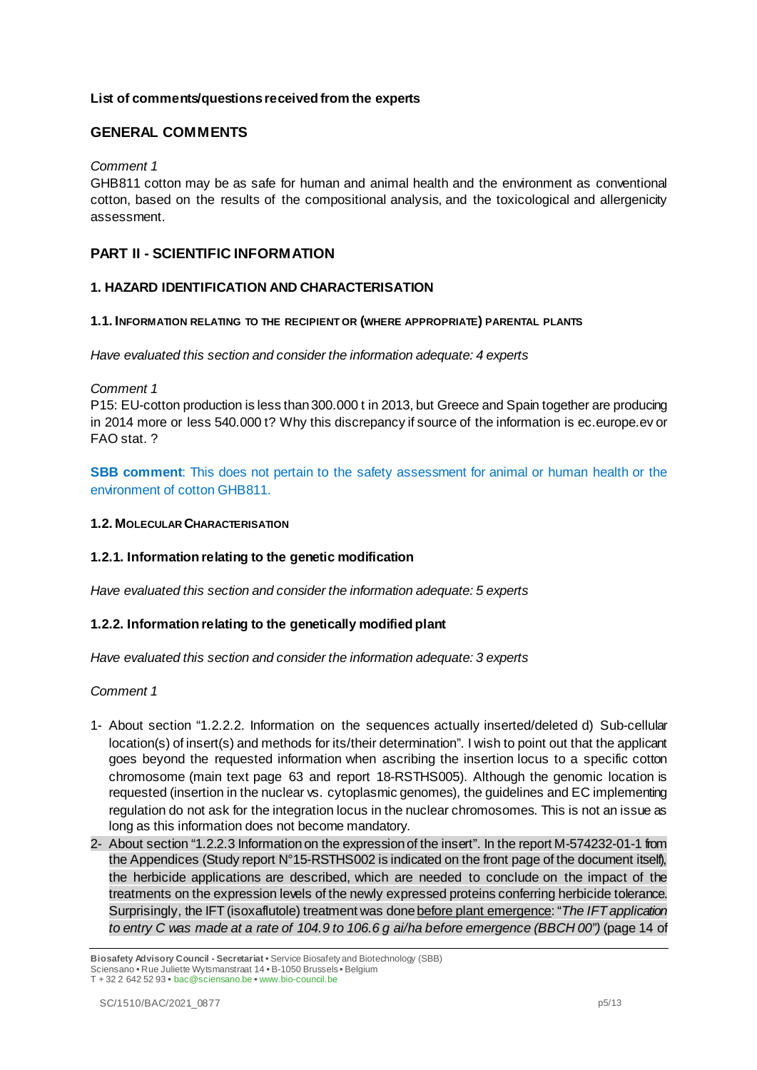**List of comments/questions received from the experts**

## GENERAL COMMENTS

*Comment 1*

GHB811 cotton may be as safe for human and animal health and the environment as conventional cotton, based on the results of the compositional analysis, and the toxicological and allergenicity assessment.

## PART II - SCIENTIFIC INFORMATION

### 1. HAZARD IDENTIFICATION AND CHARACTERISATION

#### 1.1. Information relating to the recipient or (where appropriate) parental plants

*Have evaluated this section and consider the information adequate: 4 experts*

*Comment 1*

P15: EU-cotton production is less than 300.000 t in 2013, but Greece and Spain together are producing in 2014 more or less 540.000 t? Why this discrepancy if source of the information is ec.europe.ev or FAO stat. ?

**SBB comment**: This does not pertain to the safety assessment for animal or human health or the environment of cotton GHB811.

#### 1.2. Molecular Characterisation

#### 1.2.1. Information relating to the genetic modification

*Have evaluated this section and consider the information adequate: 5 experts*

#### 1.2.2. Information relating to the genetically modified plant

*Have evaluated this section and consider the information adequate: 3 experts*

*Comment 1*

1- About section "1.2.2.2. Information on the sequences actually inserted/deleted d) Sub-cellular location(s) of insert(s) and methods for its/their determination". I wish to point out that the applicant goes beyond the requested information when ascribing the insertion locus to a specific cotton chromosome (main text page 63 and report 18-RSTHS005). Although the genomic location is requested (insertion in the nuclear vs. cytoplasmic genomes), the guidelines and EC implementing regulation do not ask for the integration locus in the nuclear chromosomes. This is not an issue as long as this information does not become mandatory.

2- About section "1.2.2.3 Information on the expression of the insert". In the report M-574232-01-1 from the Appendices (Study report N°15-RSTHS002 is indicated on the front page of the document itself), the herbicide applications are described, which are needed to conclude on the impact of the treatments on the expression levels of the newly expressed proteins conferring herbicide tolerance. Surprisingly, the IFT (isoxaflutole) treatment was done before plant emergence: "*The IFT application to entry C was made at a rate of 104.9 to 106.6 g ai/ha before emergence (BBCH 00")* (page 14 of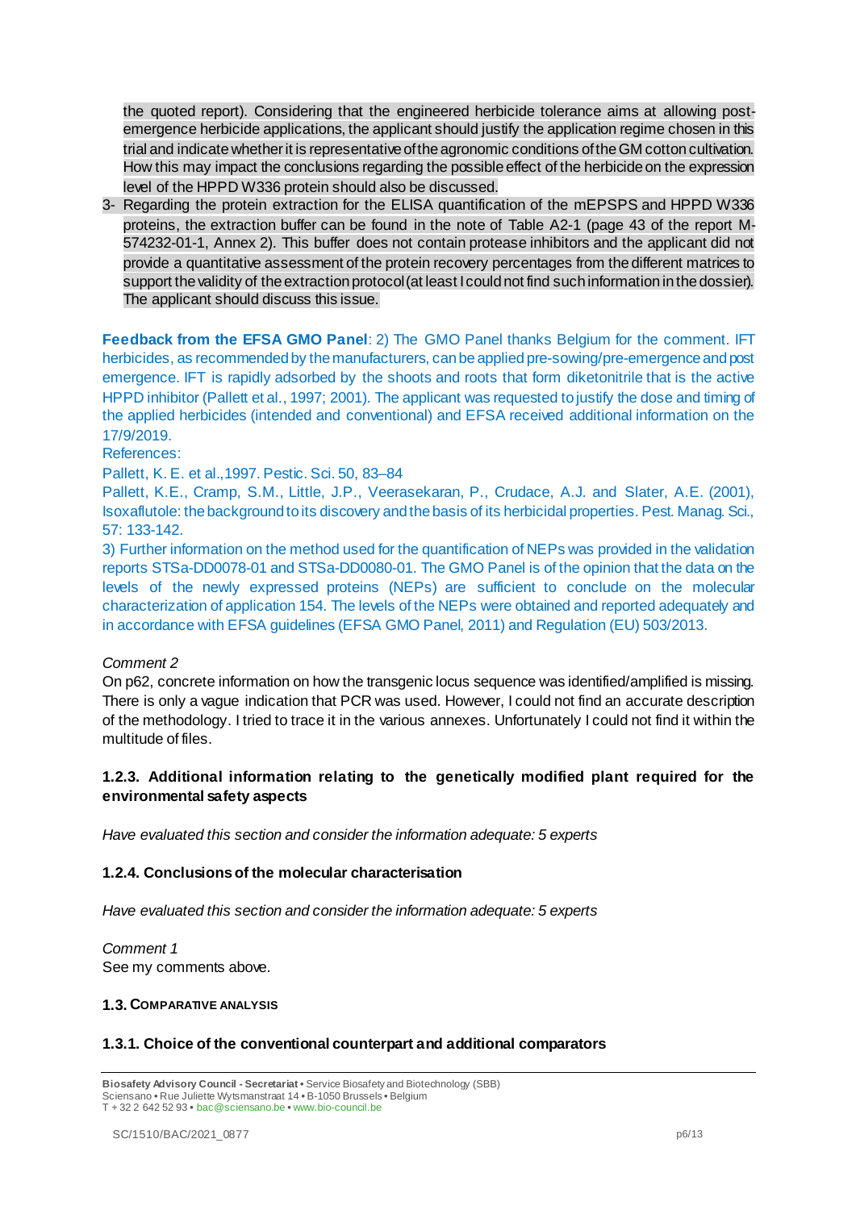the quoted report). Considering that the engineered herbicide tolerance aims at allowing post-emergence herbicide applications, the applicant should justify the application regime chosen in this trial and indicate whether it is representative of the agronomic conditions of the GM cotton cultivation. How this may impact the conclusions regarding the possible effect of the herbicide on the expression level of the HPPD W336 protein should also be discussed.

3- Regarding the protein extraction for the ELISA quantification of the mEPSPS and HPPD W336 proteins, the extraction buffer can be found in the note of Table A2-1 (page 43 of the report M-574232-01-1, Annex 2). This buffer does not contain protease inhibitors and the applicant did not provide a quantitative assessment of the protein recovery percentages from the different matrices to support the validity of the extraction protocol (at least I could not find such information in the dossier). The applicant should discuss this issue.

**Feedback from the EFSA GMO Panel**: 2) The GMO Panel thanks Belgium for the comment. IFT herbicides, as recommended by the manufacturers, can be applied pre-sowing/pre-emergence and post emergence. IFT is rapidly adsorbed by the shoots and roots that form diketonitrile that is the active HPPD inhibitor (Pallett et al., 1997; 2001). The applicant was requested to justify the dose and timing of the applied herbicides (intended and conventional) and EFSA received additional information on the 17/9/2019.

References:

Pallett, K. E. et al.,1997. Pestic. Sci. 50, 83–84

Pallett, K.E., Cramp, S.M., Little, J.P., Veerasekaran, P., Crudace, A.J. and Slater, A.E. (2001), Isoxaflutole: the background to its discovery and the basis of its herbicidal properties. Pest. Manag. Sci., 57: 133-142.

3) Further information on the method used for the quantification of NEPs was provided in the validation reports STSa-DD0078-01 and STSa-DD0080-01. The GMO Panel is of the opinion that the data on the levels of the newly expressed proteins (NEPs) are sufficient to conclude on the molecular characterization of application 154. The levels of the NEPs were obtained and reported adequately and in accordance with EFSA guidelines (EFSA GMO Panel, 2011) and Regulation (EU) 503/2013.

*Comment 2*

On p62, concrete information on how the transgenic locus sequence was identified/amplified is missing. There is only a vague indication that PCR was used. However, I could not find an accurate description of the methodology. I tried to trace it in the various annexes. Unfortunately I could not find it within the multitude of files.

### 1.2.3. Additional information relating to the genetically modified plant required for the environmental safety aspects

*Have evaluated this section and consider the information adequate: 5 experts*

### 1.2.4. Conclusions of the molecular characterisation

*Have evaluated this section and consider the information adequate: 5 experts*

*Comment 1*

See my comments above.

## 1.3. COMPARATIVE ANALYSIS

### 1.3.1. Choice of the conventional counterpart and additional comparators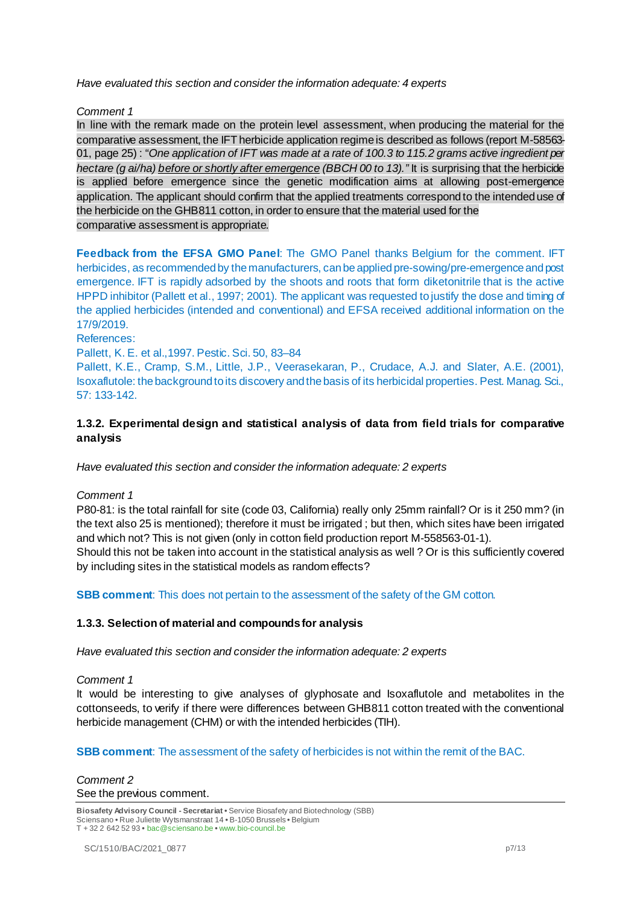*Have evaluated this section and consider the information adequate: 4 experts*

*Comment 1*

In line with the remark made on the protein level assessment, when producing the material for the comparative assessment, the IFT herbicide application regime is described as follows (report M-58563-01, page 25) : "*One application of IFT was made at a rate of 100.3 to 115.2 grams active ingredient per hectare (g ai/ha) <u>before or shortly after emergence</u> (BBCH 00 to 13).*" It is surprising that the herbicide is applied before emergence since the genetic modification aims at allowing post-emergence application. The applicant should confirm that the applied treatments correspond to the intended use of the herbicide on the GHB811 cotton, in order to ensure that the material used for the comparative assessment is appropriate.

**Feedback from the EFSA GMO Panel**: The GMO Panel thanks Belgium for the comment. IFT herbicides, as recommended by the manufacturers, can be applied pre-sowing/pre-emergence and post emergence. IFT is rapidly adsorbed by the shoots and roots that form diketonitrile that is the active HPPD inhibitor (Pallett et al., 1997; 2001). The applicant was requested to justify the dose and timing of the applied herbicides (intended and conventional) and EFSA received additional information on the 17/9/2019.

References:

Pallett, K. E. et al.,1997. Pestic. Sci. 50, 83–84

Pallett, K.E., Cramp, S.M., Little, J.P., Veerasekaran, P., Crudace, A.J. and Slater, A.E. (2001), Isoxaflutole: the background to its discovery and the basis of its herbicidal properties. Pest. Manag. Sci., 57: 133-142.

### 1.3.2. Experimental design and statistical analysis of data from field trials for comparative analysis

*Have evaluated this section and consider the information adequate: 2 experts*

*Comment 1*

P80-81: is the total rainfall for site (code 03, California) really only 25mm rainfall? Or is it 250 mm? (in the text also 25 is mentioned); therefore it must be irrigated ; but then, which sites have been irrigated and which not? This is not given (only in cotton field production report M-558563-01-1).

Should this not be taken into account in the statistical analysis as well ? Or is this sufficiently covered by including sites in the statistical models as random effects?

**SBB comment**: This does not pertain to the assessment of the safety of the GM cotton.

### 1.3.3. Selection of material and compounds for analysis

*Have evaluated this section and consider the information adequate: 2 experts*

*Comment 1*

It would be interesting to give analyses of glyphosate and Isoxaflutole and metabolites in the cottonseeds, to verify if there were differences between GHB811 cotton treated with the conventional herbicide management (CHM) or with the intended herbicides (TIH).

**SBB comment**: The assessment of the safety of herbicides is not within the remit of the BAC.

*Comment 2*

See the previous comment.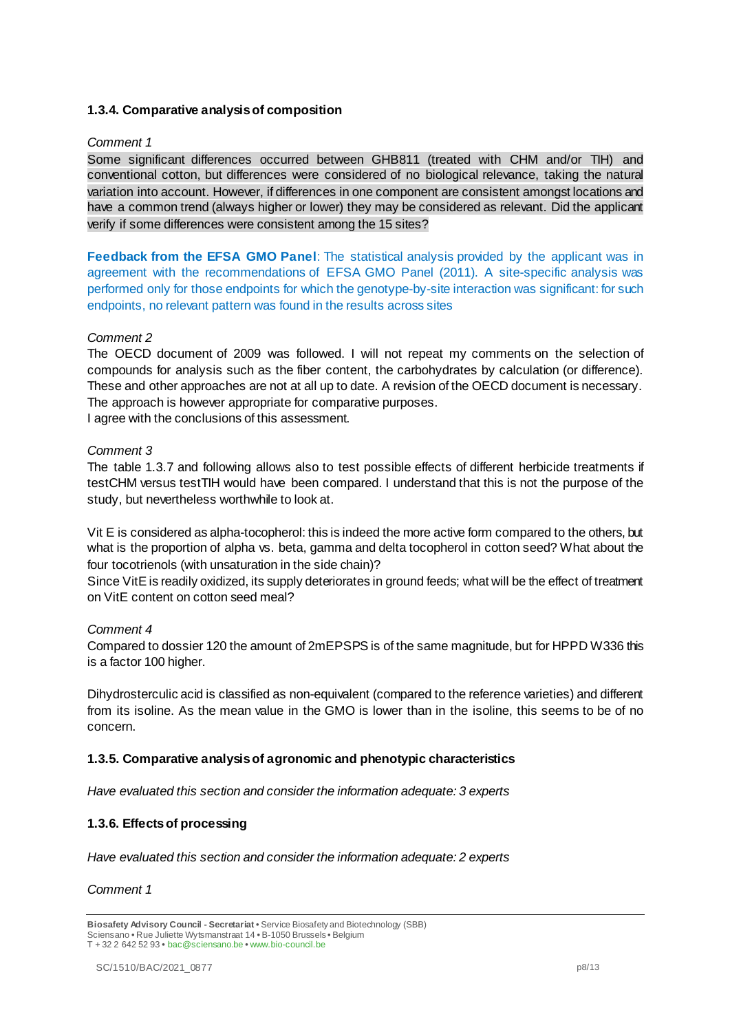### 1.3.4. Comparative analysis of composition

*Comment 1*

Some significant differences occurred between GHB811 (treated with CHM and/or TIH) and conventional cotton, but differences were considered of no biological relevance, taking the natural variation into account. However, if differences in one component are consistent amongst locations and have a common trend (always higher or lower) they may be considered as relevant. Did the applicant verify if some differences were consistent among the 15 sites?

**Feedback from the EFSA GMO Panel**: The statistical analysis provided by the applicant was in agreement with the recommendations of EFSA GMO Panel (2011). A site-specific analysis was performed only for those endpoints for which the genotype-by-site interaction was significant: for such endpoints, no relevant pattern was found in the results across sites

*Comment 2*

The OECD document of 2009 was followed. I will not repeat my comments on the selection of compounds for analysis such as the fiber content, the carbohydrates by calculation (or difference). These and other approaches are not at all up to date. A revision of the OECD document is necessary. The approach is however appropriate for comparative purposes.
I agree with the conclusions of this assessment.

*Comment 3*

The table 1.3.7 and following allows also to test possible effects of different herbicide treatments if testCHM versus testTIH would have been compared. I understand that this is not the purpose of the study, but nevertheless worthwhile to look at.

Vit E is considered as alpha-tocopherol: this is indeed the more active form compared to the others, but what is the proportion of alpha vs. beta, gamma and delta tocopherol in cotton seed? What about the four tocotrienols (with unsaturation in the side chain)?
Since VitE is readily oxidized, its supply deteriorates in ground feeds; what will be the effect of treatment on VitE content on cotton seed meal?

*Comment 4*

Compared to dossier 120 the amount of 2mEPSPS is of the same magnitude, but for HPPD W336 this is a factor 100 higher.

Dihydrosterculic acid is classified as non-equivalent (compared to the reference varieties) and different from its isoline. As the mean value in the GMO is lower than in the isoline, this seems to be of no concern.

### 1.3.5. Comparative analysis of agronomic and phenotypic characteristics

*Have evaluated this section and consider the information adequate: 3 experts*

### 1.3.6. Effects of processing

*Have evaluated this section and consider the information adequate: 2 experts*

*Comment 1*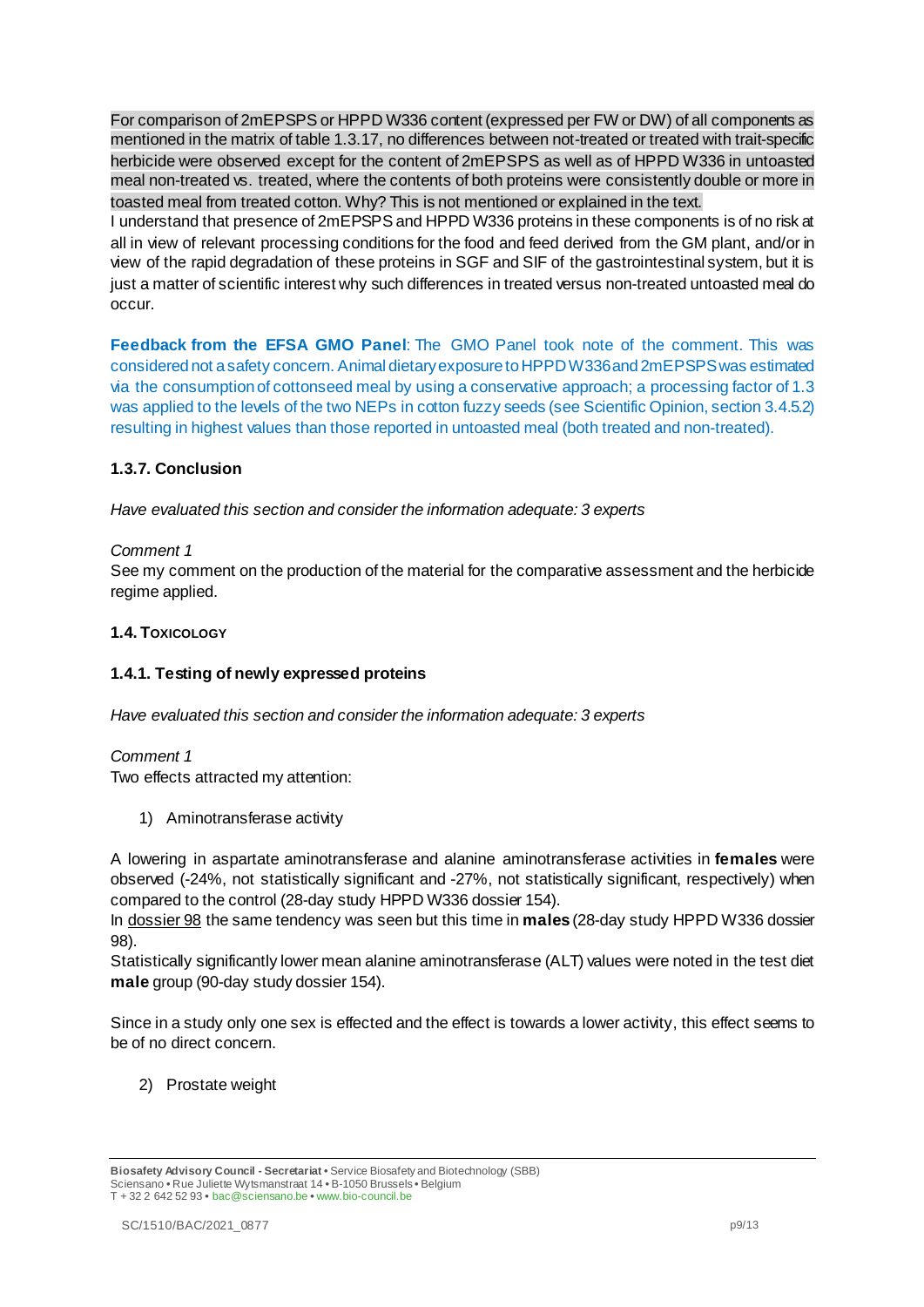For comparison of 2mEPSPS or HPPD W336 content (expressed per FW or DW) of all components as mentioned in the matrix of table 1.3.17, no differences between not-treated or treated with trait-specific herbicide were observed except for the content of 2mEPSPS as well as of HPPD W336 in untoasted meal non-treated vs. treated, where the contents of both proteins were consistently double or more in toasted meal from treated cotton. Why? This is not mentioned or explained in the text.
I understand that presence of 2mEPSPS and HPPD W336 proteins in these components is of no risk at all in view of relevant processing conditions for the food and feed derived from the GM plant, and/or in view of the rapid degradation of these proteins in SGF and SIF of the gastrointestinal system, but it is just a matter of scientific interest why such differences in treated versus non-treated untoasted meal do occur.

**Feedback from the EFSA GMO Panel**: The GMO Panel took note of the comment. This was considered not a safety concern. Animal dietary exposure to HPPD W336 and 2mEPSPS was estimated via the consumption of cottonseed meal by using a conservative approach; a processing factor of 1.3 was applied to the levels of the two NEPs in cotton fuzzy seeds (see Scientific Opinion, section 3.4.5.2) resulting in highest values than those reported in untoasted meal (both treated and non-treated).

### 1.3.7. Conclusion

*Have evaluated this section and consider the information adequate: 3 experts*

*Comment 1*
See my comment on the production of the material for the comparative assessment and the herbicide regime applied.

## 1.4. Toxicology

### 1.4.1. Testing of newly expressed proteins

*Have evaluated this section and consider the information adequate: 3 experts*

*Comment 1*
Two effects attracted my attention:

1) Aminotransferase activity

A lowering in aspartate aminotransferase and alanine aminotransferase activities in **females** were observed (-24%, not statistically significant and -27%, not statistically significant, respectively) when compared to the control (28-day study HPPD W336 dossier 154).
In dossier 98 the same tendency was seen but this time in **males** (28-day study HPPD W336 dossier 98).
Statistically significantly lower mean alanine aminotransferase (ALT) values were noted in the test diet **male** group (90-day study dossier 154).

Since in a study only one sex is effected and the effect is towards a lower activity, this effect seems to be of no direct concern.

2) Prostate weight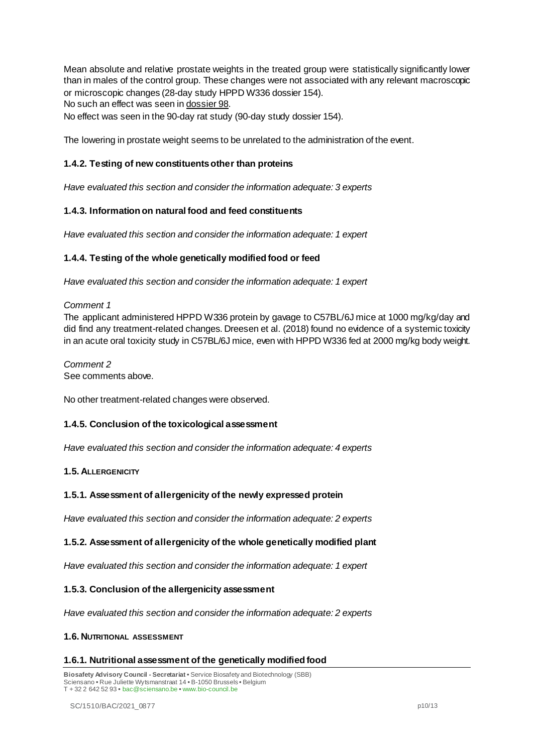Mean absolute and relative prostate weights in the treated group were statistically significantly lower than in males of the control group. These changes were not associated with any relevant macroscopic or microscopic changes (28-day study HPPD W336 dossier 154).
No such an effect was seen in dossier 98.
No effect was seen in the 90-day rat study (90-day study dossier 154).

The lowering in prostate weight seems to be unrelated to the administration of the event.

### 1.4.2. Testing of new constituents other than proteins

*Have evaluated this section and consider the information adequate: 3 experts*

### 1.4.3. Information on natural food and feed constituents

*Have evaluated this section and consider the information adequate: 1 expert*

### 1.4.4. Testing of the whole genetically modified food or feed

*Have evaluated this section and consider the information adequate: 1 expert*

*Comment 1*
The applicant administered HPPD W336 protein by gavage to C57BL/6J mice at 1000 mg/kg/day and did find any treatment-related changes. Dreesen et al. (2018) found no evidence of a systemic toxicity in an acute oral toxicity study in C57BL/6J mice, even with HPPD W336 fed at 2000 mg/kg body weight.

*Comment 2*
See comments above.

No other treatment-related changes were observed.

### 1.4.5. Conclusion of the toxicological assessment

*Have evaluated this section and consider the information adequate: 4 experts*

## 1.5. ALLERGENICITY

### 1.5.1. Assessment of allergenicity of the newly expressed protein

*Have evaluated this section and consider the information adequate: 2 experts*

### 1.5.2. Assessment of allergenicity of the whole genetically modified plant

*Have evaluated this section and consider the information adequate: 1 expert*

### 1.5.3. Conclusion of the allergenicity assessment

*Have evaluated this section and consider the information adequate: 2 experts*

## 1.6. NUTRITIONAL ASSESSMENT

### 1.6.1. Nutritional assessment of the genetically modified food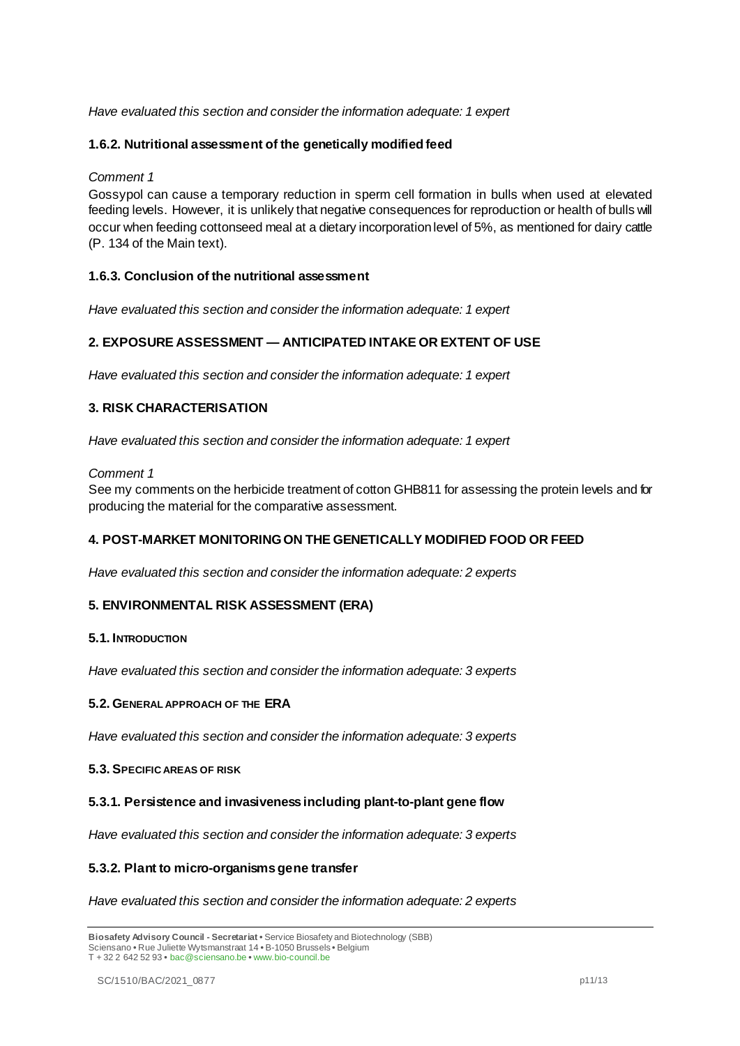*Have evaluated this section and consider the information adequate: 1 expert*

### 1.6.2. Nutritional assessment of the genetically modified feed

*Comment 1*

Gossypol can cause a temporary reduction in sperm cell formation in bulls when used at elevated feeding levels. However, it is unlikely that negative consequences for reproduction or health of bulls will occur when feeding cottonseed meal at a dietary incorporation level of 5%, as mentioned for dairy cattle (P. 134 of the Main text).

### 1.6.3. Conclusion of the nutritional assessment

*Have evaluated this section and consider the information adequate: 1 expert*

## 2. EXPOSURE ASSESSMENT — ANTICIPATED INTAKE OR EXTENT OF USE

*Have evaluated this section and consider the information adequate: 1 expert*

## 3. RISK CHARACTERISATION

*Have evaluated this section and consider the information adequate: 1 expert*

*Comment 1*

See my comments on the herbicide treatment of cotton GHB811 for assessing the protein levels and for producing the material for the comparative assessment.

## 4. POST-MARKET MONITORING ON THE GENETICALLY MODIFIED FOOD OR FEED

*Have evaluated this section and consider the information adequate: 2 experts*

## 5. ENVIRONMENTAL RISK ASSESSMENT (ERA)

### 5.1. INTRODUCTION

*Have evaluated this section and consider the information adequate: 3 experts*

### 5.2. GENERAL APPROACH OF THE ERA

*Have evaluated this section and consider the information adequate: 3 experts*

### 5.3. SPECIFIC AREAS OF RISK

#### 5.3.1. Persistence and invasiveness including plant-to-plant gene flow

*Have evaluated this section and consider the information adequate: 3 experts*

#### 5.3.2. Plant to micro-organisms gene transfer

*Have evaluated this section and consider the information adequate: 2 experts*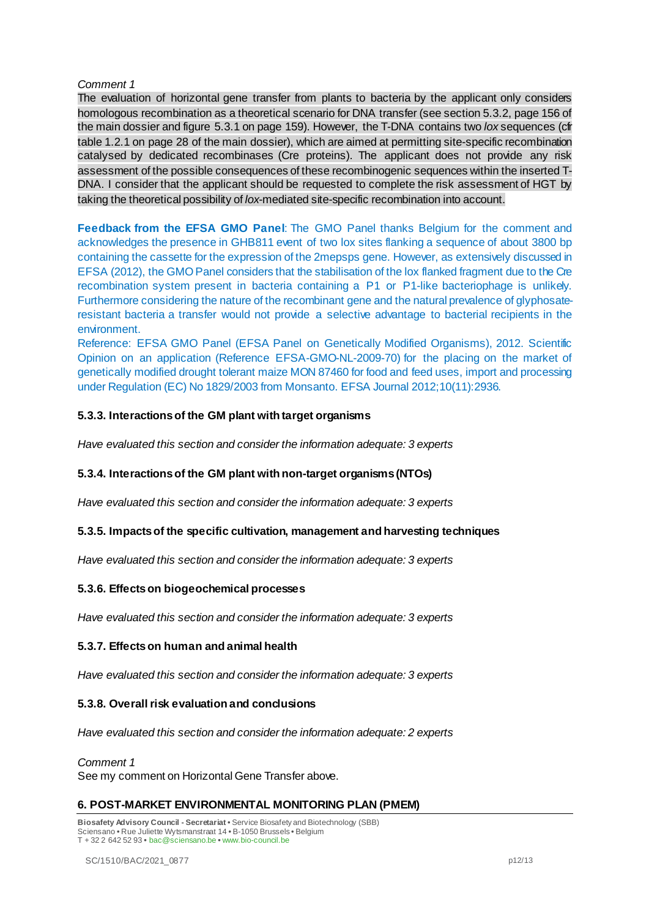*Comment 1*

The evaluation of horizontal gene transfer from plants to bacteria by the applicant only considers homologous recombination as a theoretical scenario for DNA transfer (see section 5.3.2, page 156 of the main dossier and figure 5.3.1 on page 159). However, the T-DNA contains two *lox* sequences (cfr table 1.2.1 on page 28 of the main dossier), which are aimed at permitting site-specific recombination catalysed by dedicated recombinases (Cre proteins). The applicant does not provide any risk assessment of the possible consequences of these recombinogenic sequences within the inserted T-DNA. I consider that the applicant should be requested to complete the risk assessment of HGT by taking the theoretical possibility of *lox*-mediated site-specific recombination into account.

**Feedback from the EFSA GMO Panel**: The GMO Panel thanks Belgium for the comment and acknowledges the presence in GHB811 event of two lox sites flanking a sequence of about 3800 bp containing the cassette for the expression of the 2mepsps gene. However, as extensively discussed in EFSA (2012), the GMO Panel considers that the stabilisation of the lox flanked fragment due to the Cre recombination system present in bacteria containing a P1 or P1-like bacteriophage is unlikely. Furthermore considering the nature of the recombinant gene and the natural prevalence of glyphosate-resistant bacteria a transfer would not provide a selective advantage to bacterial recipients in the environment.
Reference: EFSA GMO Panel (EFSA Panel on Genetically Modified Organisms), 2012. Scientific Opinion on an application (Reference EFSA-GMO-NL-2009-70) for the placing on the market of genetically modified drought tolerant maize MON 87460 for food and feed uses, import and processing under Regulation (EC) No 1829/2003 from Monsanto. EFSA Journal 2012;10(11):2936.

### 5.3.3. Interactions of the GM plant with target organisms

*Have evaluated this section and consider the information adequate: 3 experts*

### 5.3.4. Interactions of the GM plant with non-target organisms (NTOs)

*Have evaluated this section and consider the information adequate: 3 experts*

### 5.3.5. Impacts of the specific cultivation, management and harvesting techniques

*Have evaluated this section and consider the information adequate: 3 experts*

### 5.3.6. Effects on biogeochemical processes

*Have evaluated this section and consider the information adequate: 3 experts*

### 5.3.7. Effects on human and animal health

*Have evaluated this section and consider the information adequate: 3 experts*

### 5.3.8. Overall risk evaluation and conclusions

*Have evaluated this section and consider the information adequate: 2 experts*

*Comment 1*

See my comment on Horizontal Gene Transfer above.

## 6. POST-MARKET ENVIRONMENTAL MONITORING PLAN (PMEM)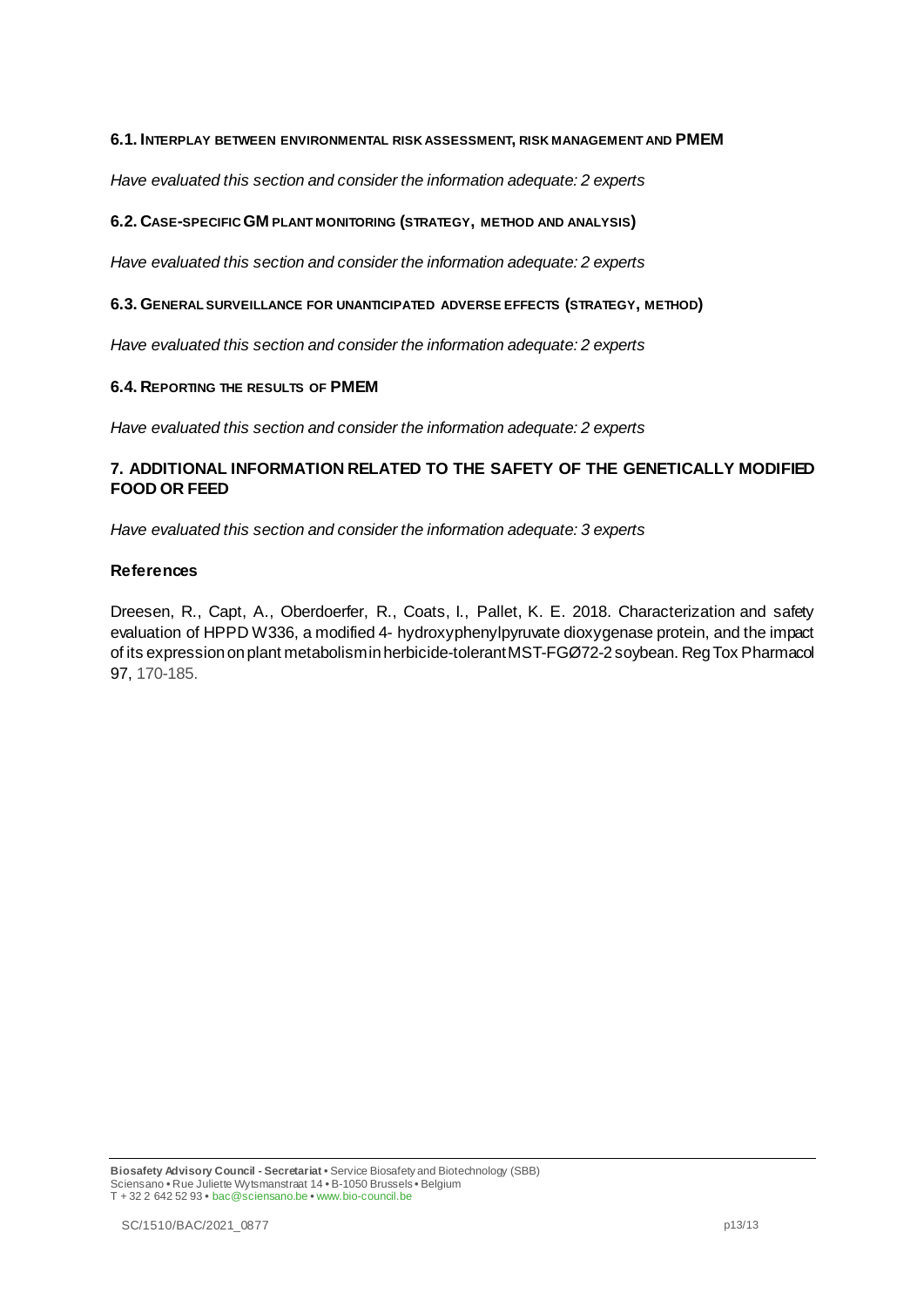### 6.1. Interplay between environmental risk assessment, risk management and PMEM

*Have evaluated this section and consider the information adequate: 2 experts*

### 6.2. Case-specific GM plant monitoring (strategy, method and analysis)

*Have evaluated this section and consider the information adequate: 2 experts*

### 6.3. General surveillance for unanticipated adverse effects (strategy, method)

*Have evaluated this section and consider the information adequate: 2 experts*

### 6.4. Reporting the results of PMEM

*Have evaluated this section and consider the information adequate: 2 experts*

## 7. ADDITIONAL INFORMATION RELATED TO THE SAFETY OF THE GENETICALLY MODIFIED FOOD OR FEED

*Have evaluated this section and consider the information adequate: 3 experts*

### References

Dreesen, R., Capt, A., Oberdoerfer, R., Coats, I., Pallet, K. E. 2018. Characterization and safety evaluation of HPPD W336, a modified 4- hydroxyphenylpyruvate dioxygenase protein, and the impact of its expression on plant metabolism in herbicide-tolerant MST-FGØ72-2 soybean. Reg Tox Pharmacol 97, 170-185.

**Biosafety Advisory Council - Secretariat** • Service Biosafety and Biotechnology (SBB)
Sciensano • Rue Juliette Wytsmanstraat 14 • B-1050 Brussels • Belgium
T + 32 2 642 52 93 • bac@sciensano.be • www.bio-council.be

SC/1510/BAC/2021_0877